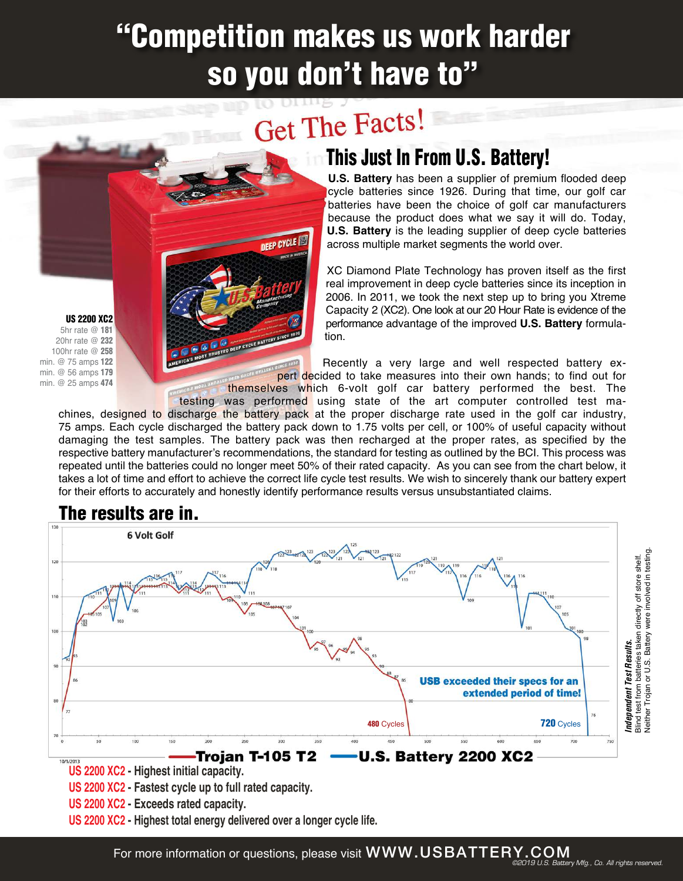# "Competition makes us work harder so you don't have to"

## Get The Facts!

### This Just In From U.S. Battery!

**U.S. Battery** has been a supplier of premium flooded deep cycle batteries since 1926. During that time, our golf car batteries have been the choice of golf car manufacturers because the product does what we say it will do. Today, **U.S. Battery** is the leading supplier of deep cycle batteries across multiple market segments the world over.

XC Diamond Plate Technology has proven itself as the first real improvement in deep cycle batteries since its inception in 2006. In 2011, we took the next step up to bring you Xtreme Capacity 2 (XC2). One look at our 20 Hour Rate is evidence of the performance advantage of the improved **U.S. Battery** formulation.

**US 2200 XC2**

- 5hr rate @ **181**
- 20hr rate @ **232**
- 100hr rate @ **258**
- min. @ 75 amps **122**
- min. @ 56 amps **179**
- min. @ 25 amps **474**

Recently a very large and well respected battery expert decided to take measures into their own hands; to find out for themselves which 6-volt golf car battery performed the best. The testing was performed using state of the art computer controlled test machines, designed to discharge the battery pack at the proper discharge rate used in the golf car industry, 75 amps. Each cycle discharged the battery pack down to 1.75 volts per cell, or 100% of useful capacity without damaging the test samples. The battery pack was then recharged at the proper rates, as specified by the respective battery manufacturer's recommendations, the standard for testing as outlined by the BCI. This process was repeated until the batteries could no longer meet 50% of their rated capacity. As you can see from the chart below, it takes a lot of time and effort to achieve the correct life cycle test results. We wish to sincerely thank our battery expert for their efforts to accurately and honestly identify performance results versus unsubstantiated claims.

### The results are in.

6 Volt Golf

USB exceeded their specs for an extended period of time!

480 Cycles — 720 Cycles

—Trojan T-105 T2 —U.S. Battery 2200 XC2

10/1/2013

*Independent Test Results.* Blind test from batteries taken directly off store shelf. Neither Trojan or U.S. Battery were involved in testing.

- US 2200 XC2 - Highest initial capacity.
- US 2200 XC2 - Fastest cycle up to full rated capacity.
- US 2200 XC2 - Exceeds rated capacity.
- US 2200 XC2 - Highest total energy delivered over a longer cycle life.

For more information or questions, please visit WWW.USBATTERY.COM

©2019 U.S. Battery Mfg., Co. All rights reserved.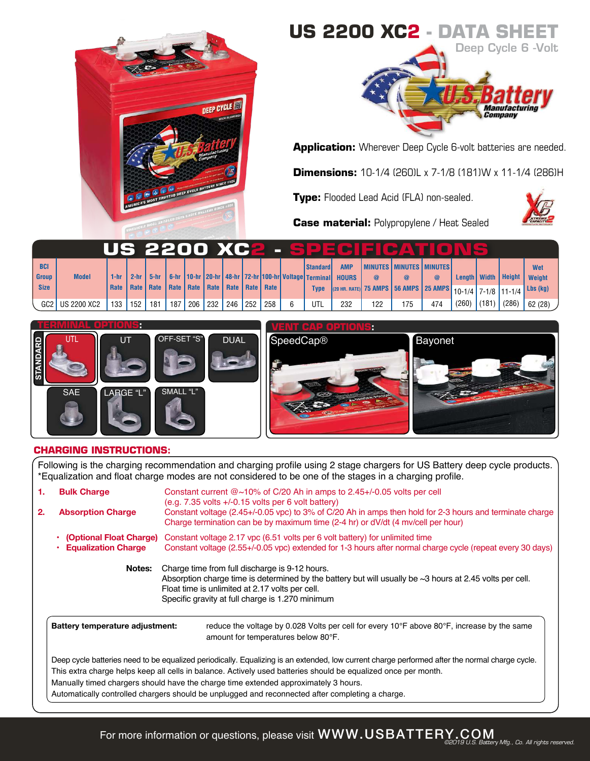# US 2200 XC2 - DATA SHEET

Deep Cycle 6 -Volt

**Application:** Wherever Deep Cycle 6-volt batteries are needed.

**Dimensions:** 10-1/4 (260)L x 7-1/8 (181)W x 11-1/4 (286)H

**Type:** Flooded Lead Acid (FLA) non-sealed.

**Case material:** Polypropylene / Heat Sealed

## US 2200 XC2 - SPECIFICATIONS

| BCI Group Size | Model | 1-hr Rate | 2-hr Rate | 5-hr Rate | 6-hr Rate | 10-hr Rate | 20-hr Rate | 48-hr Rate | 72-hr Rate | 100-hr Rate | Voltage | Standard Terminal Type | AMP HOURS (20 HR. RATE) | MINUTES @ 75 AMPS | MINUTES @ 56 AMPS | MINUTES @ 25 AMPS | Length 10-1/4 | Width 7-1/8 | Height 11-1/4 | Wet Weight Lbs (kg) |
|---|---|---|---|---|---|---|---|---|---|---|---|---|---|---|---|---|---|---|---|---|
| GC2 | US 2200 XC2 | 133 | 152 | 181 | 187 | 206 | 232 | 246 | 252 | 258 | 6 | UTL | 232 | 122 | 175 | 474 | (260) | (181) | (286) | 62 (28) |

### TERMINAL OPTIONS:

STANDARD: UTL

UT, OFF-SET "S", DUAL, SAE, LARGE "L", SMALL "L"

### VENT CAP OPTIONS:

SpeedCap®, Bayonet

### CHARGING INSTRUCTIONS:

Following is the charging recommendation and charging profile using 2 stage chargers for US Battery deep cycle products.
*Equalization and float charge modes are not considered to be one of the stages in a charging profile.

1. **Bulk Charge** — Constant current @~10% of C/20 Ah in amps to 2.45+/-0.05 volts per cell (e.g. 7.35 volts +/-0.15 volts per 6 volt battery)
2. **Absorption Charge** — Constant voltage (2.45+/-0.05 vpc) to 3% of C/20 Ah in amps then hold for 2-3 hours and terminate charge. Charge termination can be by maximum time (2-4 hr) or dV/dt (4 mv/cell per hour)

- **(Optional Float Charge)** — Constant voltage 2.17 vpc (6.51 volts per 6 volt battery) for unlimited time
- **Equalization Charge** — Constant voltage (2.55+/-0.05 vpc) extended for 1-3 hours after normal charge cycle (repeat every 30 days)

**Notes:** Charge time from full discharge is 9-12 hours.
Absorption charge time is determined by the battery but will usually be ~3 hours at 2.45 volts per cell.
Float time is unlimited at 2.17 volts per cell.
Specific gravity at full charge is 1.270 minimum

**Battery temperature adjustment:** reduce the voltage by 0.028 Volts per cell for every 10°F above 80°F, increase by the same amount for temperatures below 80°F.

Deep cycle batteries need to be equalized periodically. Equalizing is an extended, low current charge performed after the normal charge cycle. This extra charge helps keep all cells in balance. Actively used batteries should be equalized once per month.
Manually timed chargers should have the charge time extended approximately 3 hours.
Automatically controlled chargers should be unplugged and reconnected after completing a charge.

For more information or questions, please visit WWW.USBATTERY.COM

©2019 U.S. Battery Mfg., Co. All rights reserved.